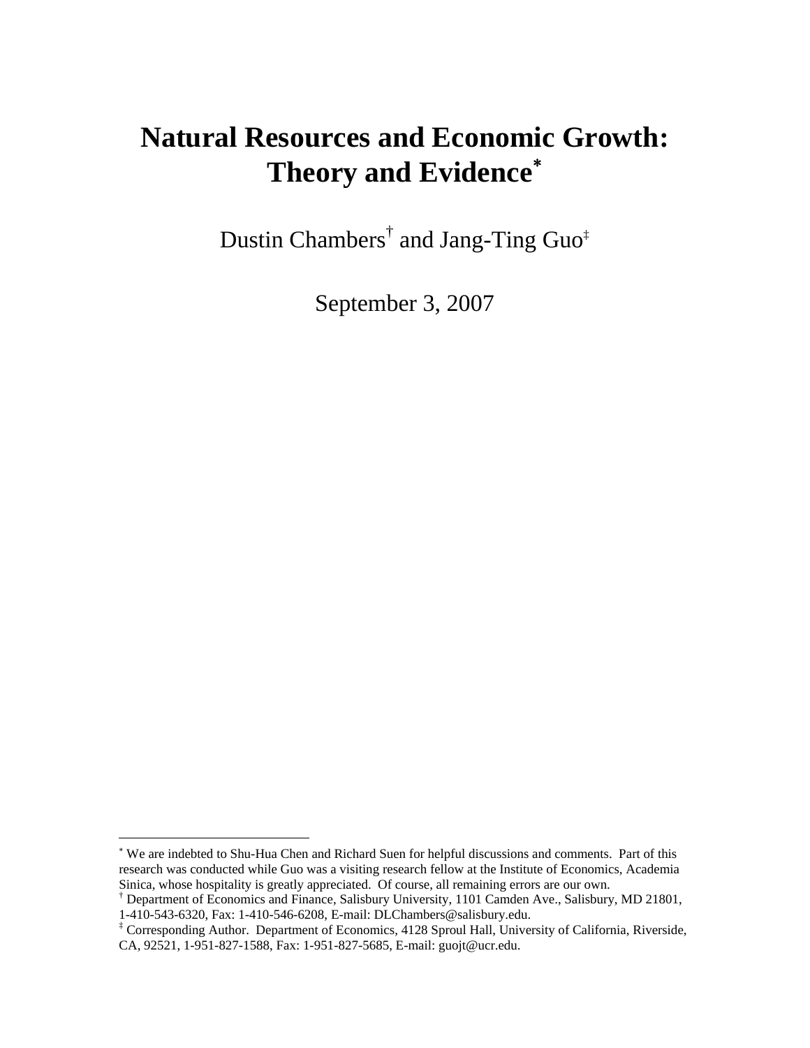# Natural Resources and Economic Growth: Theory and Evidence[*]

Dustin Chambers[†] and Jang-Ting Guo[‡]

September 3, 2007

---

[*] We are indebted to Shu-Hua Chen and Richard Suen for helpful discussions and comments. Part of this research was conducted while Guo was a visiting research fellow at the Institute of Economics, Academia Sinica, whose hospitality is greatly appreciated. Of course, all remaining errors are our own.

[†] Department of Economics and Finance, Salisbury University, 1101 Camden Ave., Salisbury, MD 21801, 1-410-543-6320, Fax: 1-410-546-6208, E-mail: DLChambers@salisbury.edu.

[‡] Corresponding Author. Department of Economics, 4128 Sproul Hall, University of California, Riverside, CA, 92521, 1-951-827-1588, Fax: 1-951-827-5685, E-mail: guojt@ucr.edu.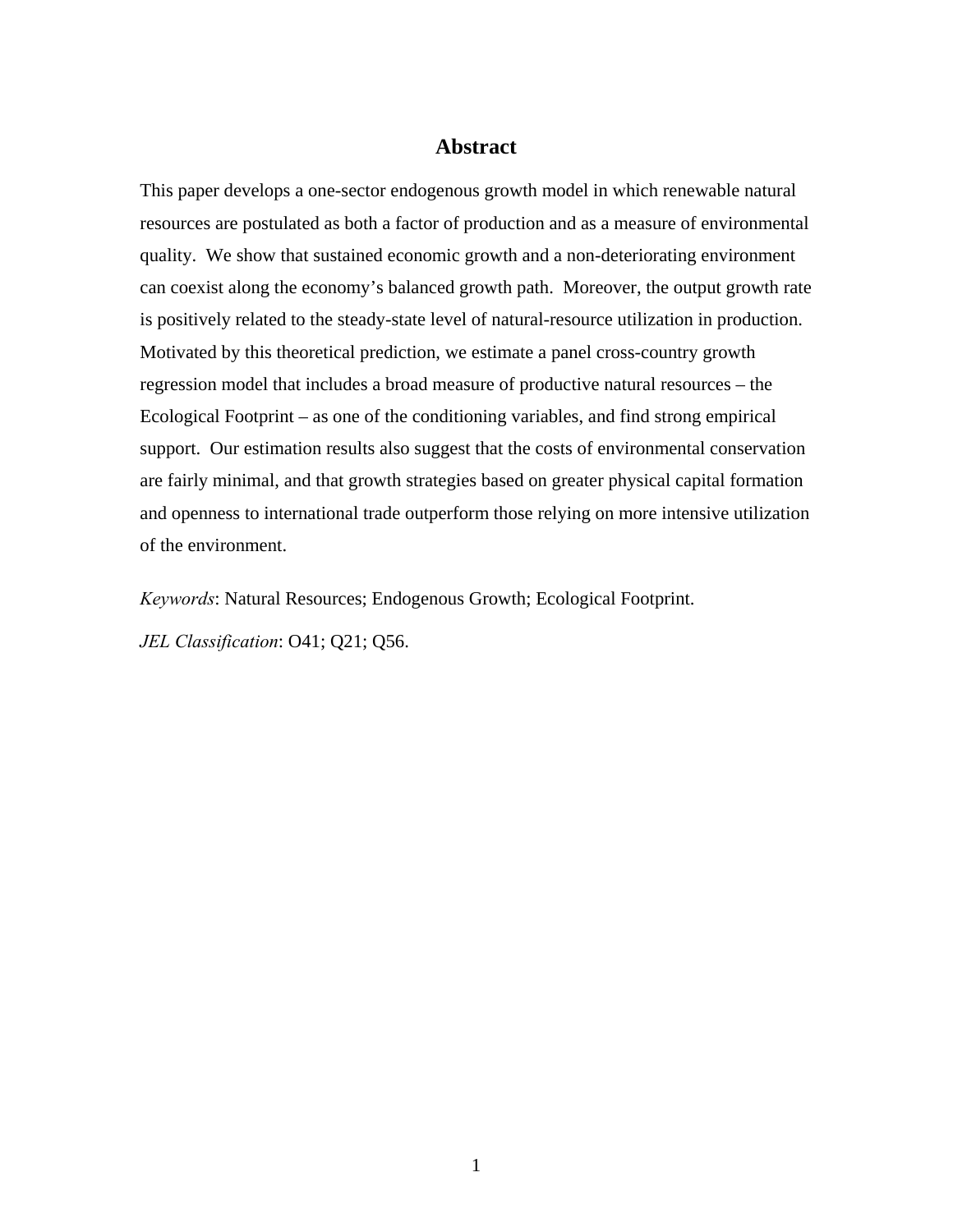## Abstract

This paper develops a one-sector endogenous growth model in which renewable natural resources are postulated as both a factor of production and as a measure of environmental quality. We show that sustained economic growth and a non-deteriorating environment can coexist along the economy's balanced growth path. Moreover, the output growth rate is positively related to the steady-state level of natural-resource utilization in production. Motivated by this theoretical prediction, we estimate a panel cross-country growth regression model that includes a broad measure of productive natural resources – the Ecological Footprint – as one of the conditioning variables, and find strong empirical support. Our estimation results also suggest that the costs of environmental conservation are fairly minimal, and that growth strategies based on greater physical capital formation and openness to international trade outperform those relying on more intensive utilization of the environment.

*Keywords*: Natural Resources; Endogenous Growth; Ecological Footprint.

*JEL Classification*: O41; Q21; Q56.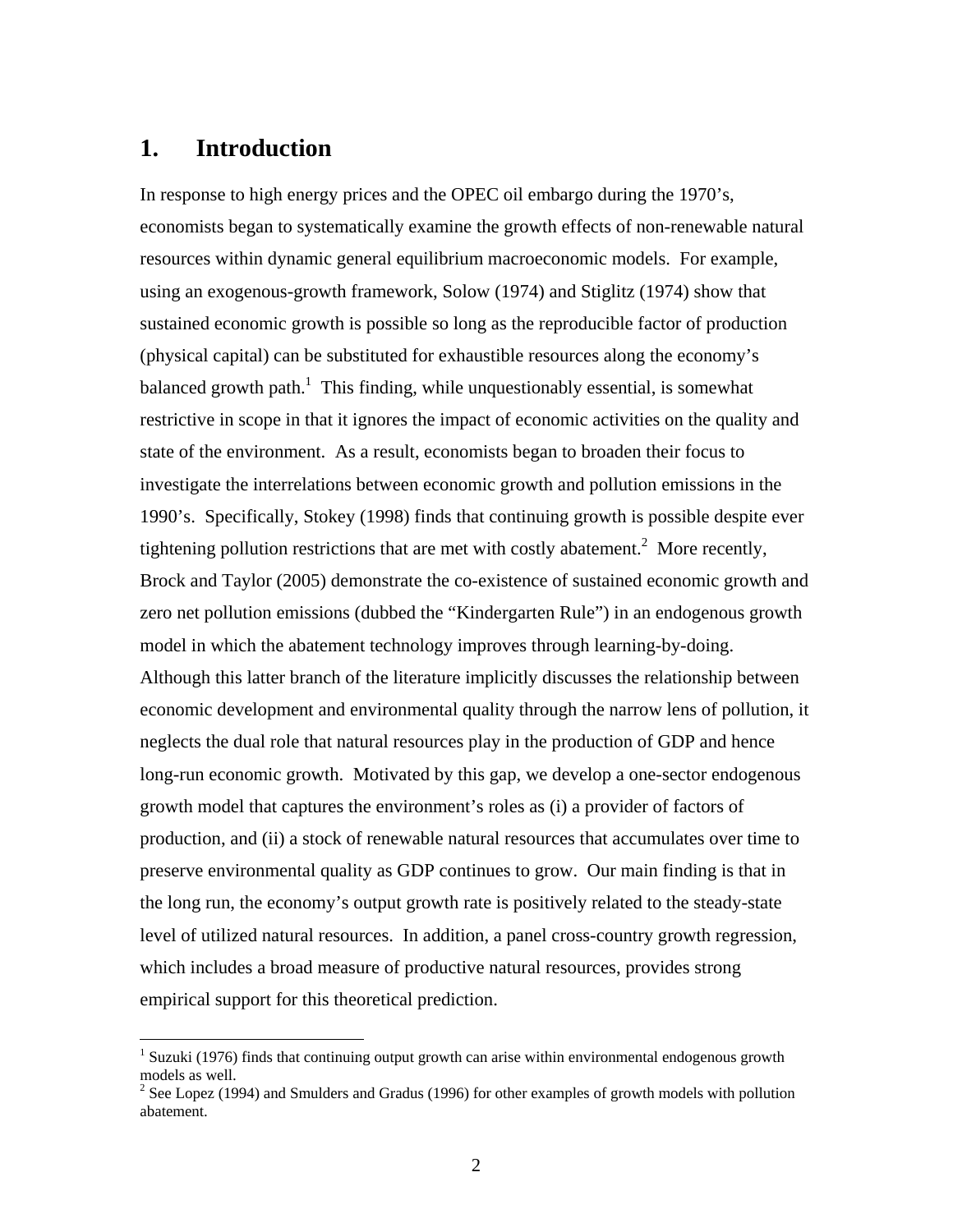## 1. Introduction

In response to high energy prices and the OPEC oil embargo during the 1970's, economists began to systematically examine the growth effects of non-renewable natural resources within dynamic general equilibrium macroeconomic models. For example, using an exogenous-growth framework, Solow (1974) and Stiglitz (1974) show that sustained economic growth is possible so long as the reproducible factor of production (physical capital) can be substituted for exhaustible resources along the economy's balanced growth path.[1] This finding, while unquestionably essential, is somewhat restrictive in scope in that it ignores the impact of economic activities on the quality and state of the environment. As a result, economists began to broaden their focus to investigate the interrelations between economic growth and pollution emissions in the 1990's. Specifically, Stokey (1998) finds that continuing growth is possible despite ever tightening pollution restrictions that are met with costly abatement.[2] More recently, Brock and Taylor (2005) demonstrate the co-existence of sustained economic growth and zero net pollution emissions (dubbed the "Kindergarten Rule") in an endogenous growth model in which the abatement technology improves through learning-by-doing. Although this latter branch of the literature implicitly discusses the relationship between economic development and environmental quality through the narrow lens of pollution, it neglects the dual role that natural resources play in the production of GDP and hence long-run economic growth. Motivated by this gap, we develop a one-sector endogenous growth model that captures the environment's roles as (i) a provider of factors of production, and (ii) a stock of renewable natural resources that accumulates over time to preserve environmental quality as GDP continues to grow. Our main finding is that in the long run, the economy's output growth rate is positively related to the steady-state level of utilized natural resources. In addition, a panel cross-country growth regression, which includes a broad measure of productive natural resources, provides strong empirical support for this theoretical prediction.

[1] Suzuki (1976) finds that continuing output growth can arise within environmental endogenous growth models as well.

[2] See Lopez (1994) and Smulders and Gradus (1996) for other examples of growth models with pollution abatement.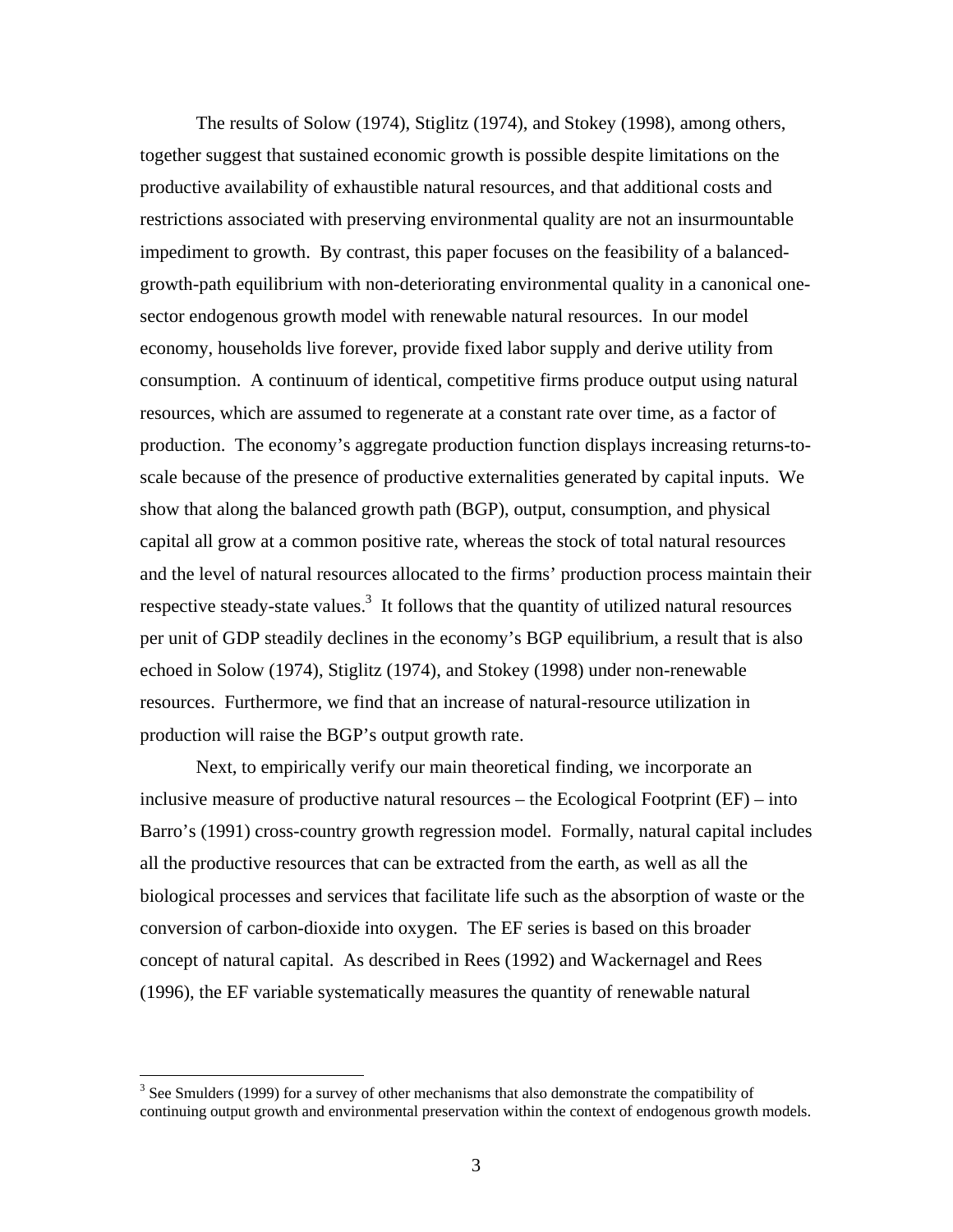The results of Solow (1974), Stiglitz (1974), and Stokey (1998), among others, together suggest that sustained economic growth is possible despite limitations on the productive availability of exhaustible natural resources, and that additional costs and restrictions associated with preserving environmental quality are not an insurmountable impediment to growth. By contrast, this paper focuses on the feasibility of a balanced-growth-path equilibrium with non-deteriorating environmental quality in a canonical one-sector endogenous growth model with renewable natural resources. In our model economy, households live forever, provide fixed labor supply and derive utility from consumption. A continuum of identical, competitive firms produce output using natural resources, which are assumed to regenerate at a constant rate over time, as a factor of production. The economy's aggregate production function displays increasing returns-to-scale because of the presence of productive externalities generated by capital inputs. We show that along the balanced growth path (BGP), output, consumption, and physical capital all grow at a common positive rate, whereas the stock of total natural resources and the level of natural resources allocated to the firms' production process maintain their respective steady-state values.[3] It follows that the quantity of utilized natural resources per unit of GDP steadily declines in the economy's BGP equilibrium, a result that is also echoed in Solow (1974), Stiglitz (1974), and Stokey (1998) under non-renewable resources. Furthermore, we find that an increase of natural-resource utilization in production will raise the BGP's output growth rate.

Next, to empirically verify our main theoretical finding, we incorporate an inclusive measure of productive natural resources – the Ecological Footprint (EF) – into Barro's (1991) cross-country growth regression model. Formally, natural capital includes all the productive resources that can be extracted from the earth, as well as all the biological processes and services that facilitate life such as the absorption of waste or the conversion of carbon-dioxide into oxygen. The EF series is based on this broader concept of natural capital. As described in Rees (1992) and Wackernagel and Rees (1996), the EF variable systematically measures the quantity of renewable natural

[3] See Smulders (1999) for a survey of other mechanisms that also demonstrate the compatibility of continuing output growth and environmental preservation within the context of endogenous growth models.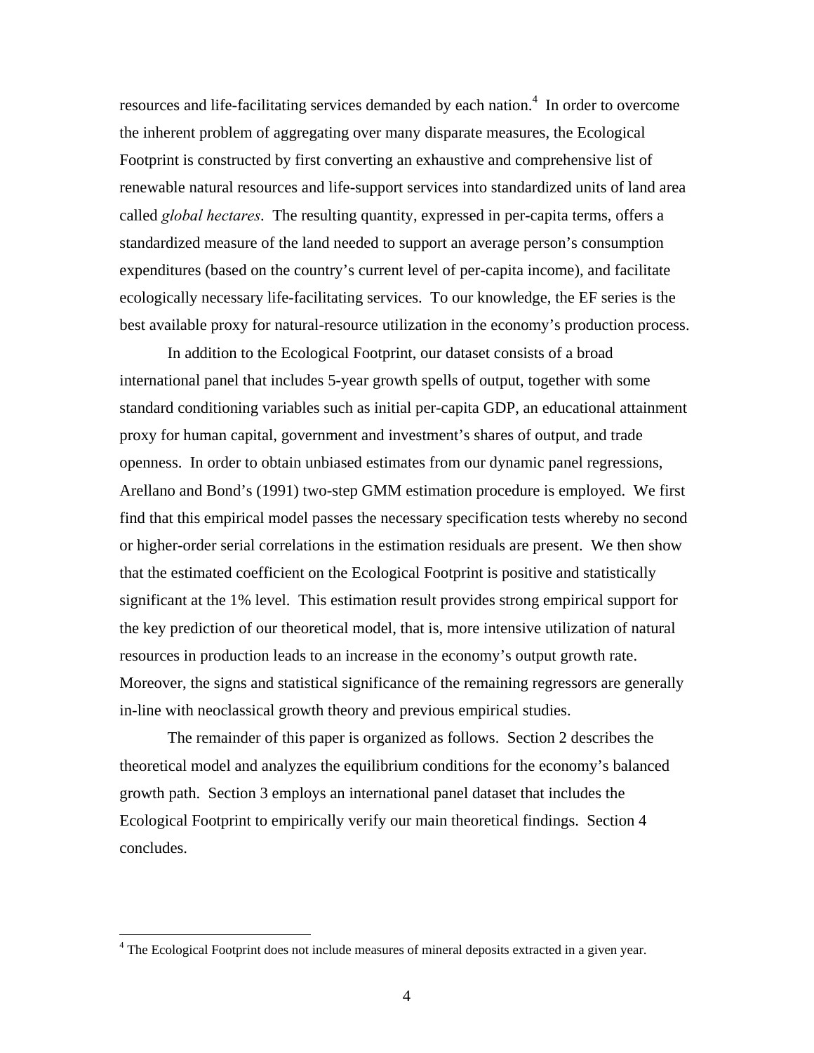resources and life-facilitating services demanded by each nation.[4] In order to overcome the inherent problem of aggregating over many disparate measures, the Ecological Footprint is constructed by first converting an exhaustive and comprehensive list of renewable natural resources and life-support services into standardized units of land area called *global hectares*. The resulting quantity, expressed in per-capita terms, offers a standardized measure of the land needed to support an average person's consumption expenditures (based on the country's current level of per-capita income), and facilitate ecologically necessary life-facilitating services. To our knowledge, the EF series is the best available proxy for natural-resource utilization in the economy's production process.

In addition to the Ecological Footprint, our dataset consists of a broad international panel that includes 5-year growth spells of output, together with some standard conditioning variables such as initial per-capita GDP, an educational attainment proxy for human capital, government and investment's shares of output, and trade openness. In order to obtain unbiased estimates from our dynamic panel regressions, Arellano and Bond's (1991) two-step GMM estimation procedure is employed. We first find that this empirical model passes the necessary specification tests whereby no second or higher-order serial correlations in the estimation residuals are present. We then show that the estimated coefficient on the Ecological Footprint is positive and statistically significant at the 1% level. This estimation result provides strong empirical support for the key prediction of our theoretical model, that is, more intensive utilization of natural resources in production leads to an increase in the economy's output growth rate. Moreover, the signs and statistical significance of the remaining regressors are generally in-line with neoclassical growth theory and previous empirical studies.

The remainder of this paper is organized as follows. Section 2 describes the theoretical model and analyzes the equilibrium conditions for the economy's balanced growth path. Section 3 employs an international panel dataset that includes the Ecological Footprint to empirically verify our main theoretical findings. Section 4 concludes.

[4] The Ecological Footprint does not include measures of mineral deposits extracted in a given year.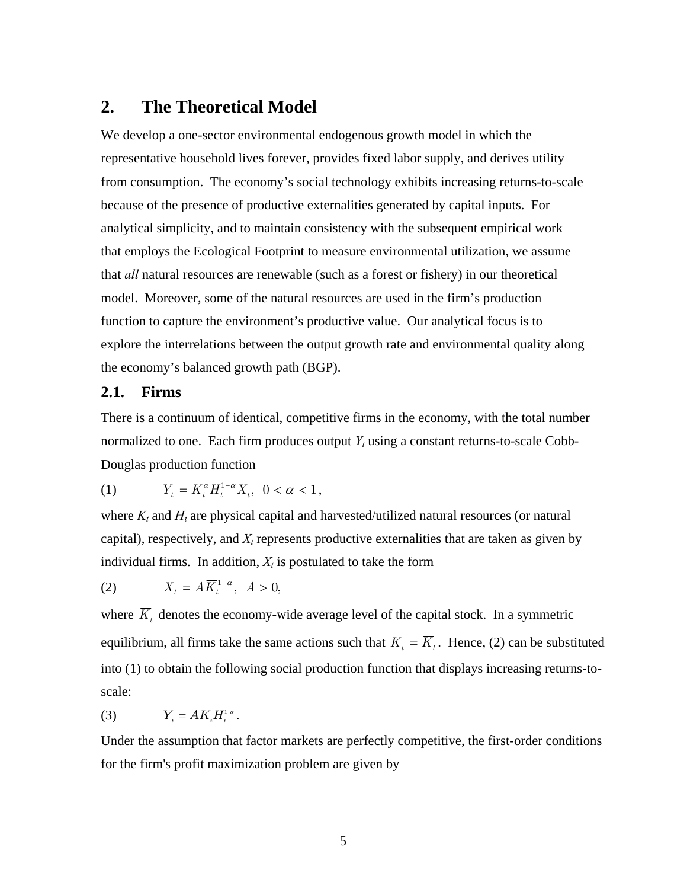## 2. The Theoretical Model

We develop a one-sector environmental endogenous growth model in which the representative household lives forever, provides fixed labor supply, and derives utility from consumption. The economy's social technology exhibits increasing returns-to-scale because of the presence of productive externalities generated by capital inputs. For analytical simplicity, and to maintain consistency with the subsequent empirical work that employs the Ecological Footprint to measure environmental utilization, we assume that *all* natural resources are renewable (such as a forest or fishery) in our theoretical model. Moreover, some of the natural resources are used in the firm's production function to capture the environment's productive value. Our analytical focus is to explore the interrelations between the output growth rate and environmental quality along the economy's balanced growth path (BGP).

### 2.1. Firms

There is a continuum of identical, competitive firms in the economy, with the total number normalized to one. Each firm produces output $Y_t$ using a constant returns-to-scale Cobb-Douglas production function

$$Y_t = K_t^{\alpha} H_t^{1-\alpha} X_t, \quad 0 < \alpha < 1, \tag{1}$$

where $K_t$ and $H_t$ are physical capital and harvested/utilized natural resources (or natural capital), respectively, and $X_t$ represents productive externalities that are taken as given by individual firms. In addition, $X_t$ is postulated to take the form

$$X_t = A\overline{K}_t^{1-\alpha}, \quad A > 0, \tag{2}$$

where $\overline{K}_t$ denotes the economy-wide average level of the capital stock. In a symmetric equilibrium, all firms take the same actions such that $K_t = \overline{K}_t$. Hence, (2) can be substituted into (1) to obtain the following social production function that displays increasing returns-to-scale:

$$Y_t = AK_t H_t^{1-\alpha}. \tag{3}$$

Under the assumption that factor markets are perfectly competitive, the first-order conditions for the firm's profit maximization problem are given by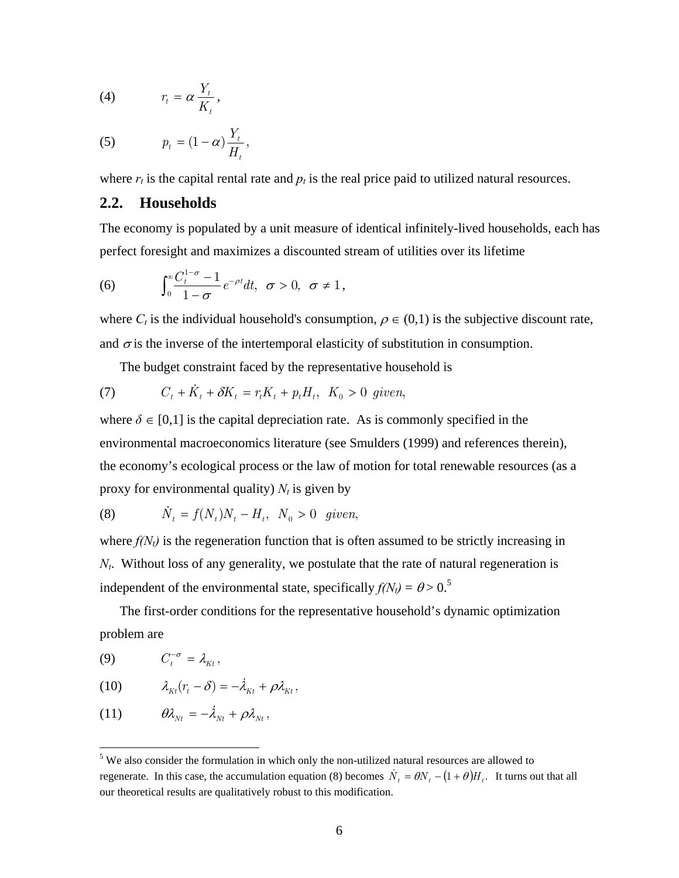(4) $$r_t = \alpha \frac{Y_t}{K_t},$$

(5) $$p_t = (1-\alpha)\frac{Y_t}{H_t},$$

where $r_t$ is the capital rental rate and $p_t$ is the real price paid to utilized natural resources.

## 2.2. Households

The economy is populated by a unit measure of identical infinitely-lived households, each has perfect foresight and maximizes a discounted stream of utilities over its lifetime

(6) $$\int_0^\infty \frac{C_t^{1-\sigma}-1}{1-\sigma} e^{-\rho t} dt, \ \ \sigma > 0, \ \ \sigma \neq 1,$$

where $C_t$ is the individual household's consumption, $\rho \in (0,1)$ is the subjective discount rate, and $\sigma$ is the inverse of the intertemporal elasticity of substitution in consumption.

The budget constraint faced by the representative household is

(7) $$C_t + \dot{K}_t + \delta K_t = r_t K_t + p_t H_t, \ \ K_0 > 0 \ \ given,$$

where $\delta \in [0,1]$ is the capital depreciation rate. As is commonly specified in the environmental macroeconomics literature (see Smulders (1999) and references therein), the economy's ecological process or the law of motion for total renewable resources (as a proxy for environmental quality) $N_t$ is given by

(8) $$\dot{N}_t = f(N_t)N_t - H_t, \ \ N_0 > 0 \ \ given,$$

where $f(N_t)$ is the regeneration function that is often assumed to be strictly increasing in $N_t$. Without loss of any generality, we postulate that the rate of natural regeneration is independent of the environmental state, specifically $f(N_t) = \theta > 0$.[5]

The first-order conditions for the representative household's dynamic optimization problem are

(9) $$C_t^{-\sigma} = \lambda_{Kt},$$

(10) $$\lambda_{Kt}(r_t - \delta) = -\dot{\lambda}_{Kt} + \rho \lambda_{Kt},$$

(11) $$\theta \lambda_{Nt} = -\dot{\lambda}_{Nt} + \rho \lambda_{Nt},$$

[5] We also consider the formulation in which only the non-utilized natural resources are allowed to regenerate. In this case, the accumulation equation (8) becomes $\dot{N}_t = \theta N_t - (1+\theta)H_t$. It turns out that all our theoretical results are qualitatively robust to this modification.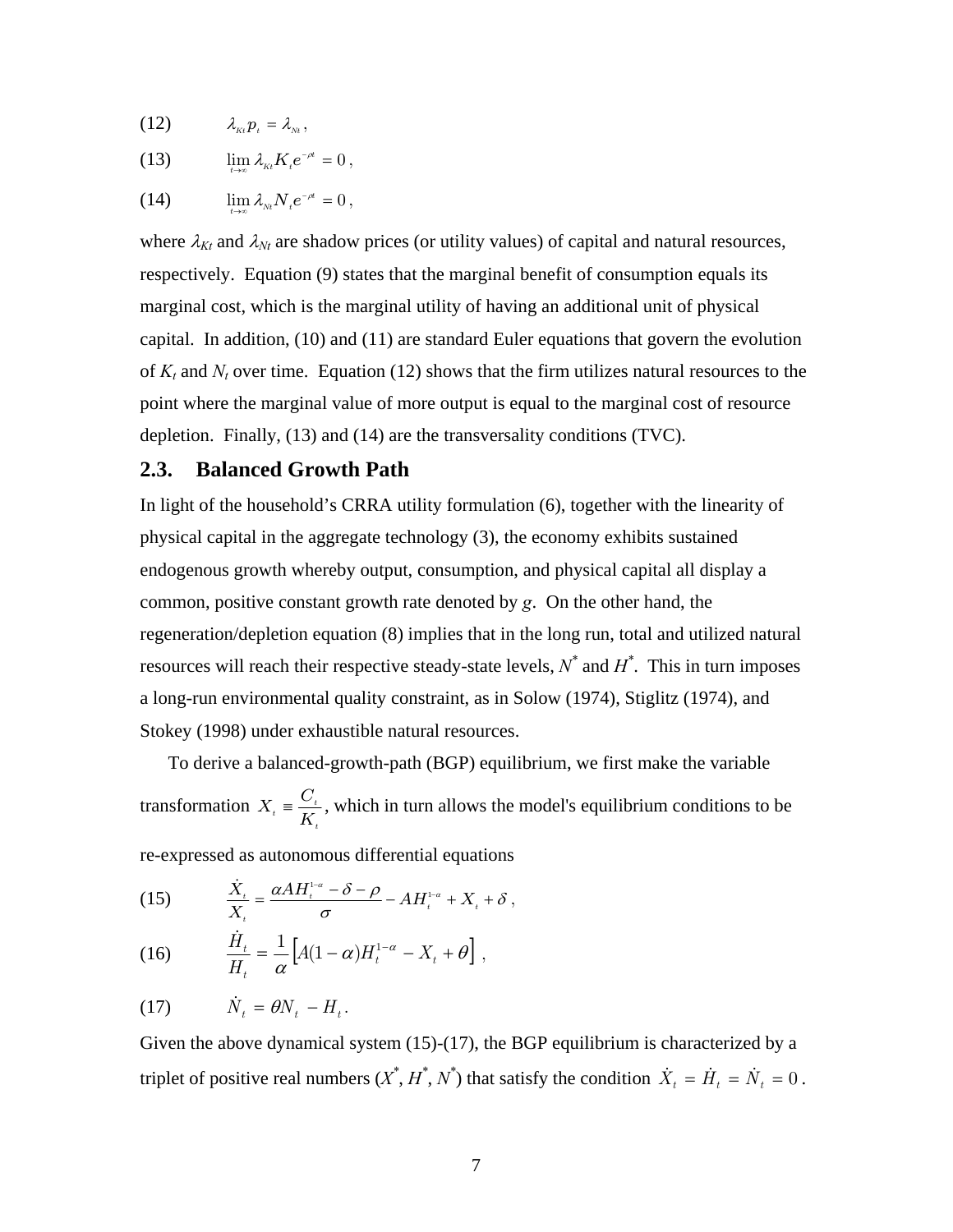(12) $\lambda_{Kt} p_t = \lambda_{Nt}$ ,

(13) $\lim_{t \to \infty} \lambda_{Kt} K_t e^{-\rho t} = 0$ ,

(14) $\lim_{t \to \infty} \lambda_{Nt} N_t e^{-\rho t} = 0$ ,

where $\lambda_{Kt}$ and $\lambda_{Nt}$ are shadow prices (or utility values) of capital and natural resources, respectively. Equation (9) states that the marginal benefit of consumption equals its marginal cost, which is the marginal utility of having an additional unit of physical capital. In addition, (10) and (11) are standard Euler equations that govern the evolution of $K_t$ and $N_t$ over time. Equation (12) shows that the firm utilizes natural resources to the point where the marginal value of more output is equal to the marginal cost of resource depletion. Finally, (13) and (14) are the transversality conditions (TVC).

### 2.3. Balanced Growth Path

In light of the household's CRRA utility formulation (6), together with the linearity of physical capital in the aggregate technology (3), the economy exhibits sustained endogenous growth whereby output, consumption, and physical capital all display a common, positive constant growth rate denoted by $g$. On the other hand, the regeneration/depletion equation (8) implies that in the long run, total and utilized natural resources will reach their respective steady-state levels, $N^*$ and $H^*$. This in turn imposes a long-run environmental quality constraint, as in Solow (1974), Stiglitz (1974), and Stokey (1998) under exhaustible natural resources.

To derive a balanced-growth-path (BGP) equilibrium, we first make the variable transformation $X_t \equiv \frac{C_t}{K_t}$, which in turn allows the model's equilibrium conditions to be re-expressed as autonomous differential equations

(15) $$\frac{\dot{X}_t}{X_t} = \frac{\alpha A H_t^{1-\alpha} - \delta - \rho}{\sigma} - A H_t^{1-\alpha} + X_t + \delta ,$$

(16) $$\frac{\dot{H}_t}{H_t} = \frac{1}{\alpha}\left[A(1-\alpha)H_t^{1-\alpha} - X_t + \theta\right] ,$$

(17) $$\dot{N}_t = \theta N_t - H_t .$$

Given the above dynamical system (15)-(17), the BGP equilibrium is characterized by a triplet of positive real numbers ($X^*$, $H^*$, $N^*$) that satisfy the condition $\dot{X}_t = \dot{H}_t = \dot{N}_t = 0$.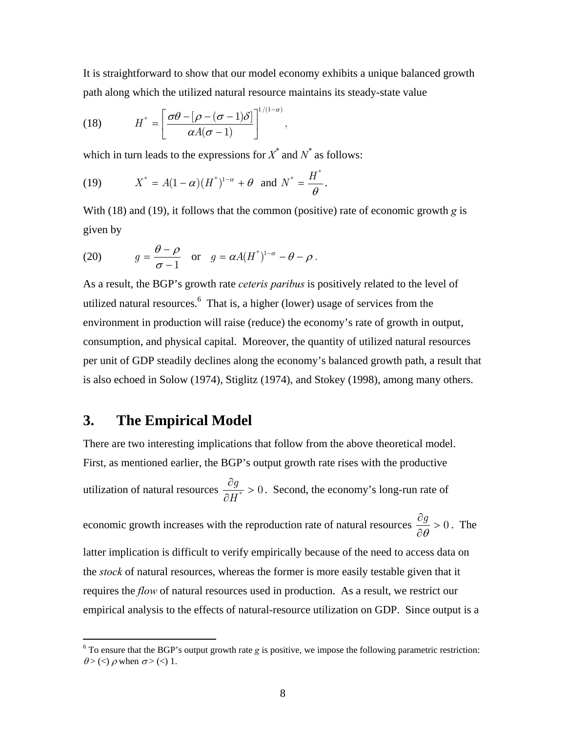It is straightforward to show that our model economy exhibits a unique balanced growth path along which the utilized natural resource maintains its steady-state value

$$H^* = \left[ \frac{\sigma\theta - [\rho - (\sigma - 1)\delta]}{\alpha A(\sigma - 1)} \right]^{1/(1-\alpha)}, \tag{18}$$

which in turn leads to the expressions for $X^*$ and $N^*$ as follows:

$$X^* = A(1-\alpha)(H^*)^{1-\alpha} + \theta \quad \text{and} \quad N^* = \frac{H^*}{\theta}. \tag{19}$$

With (18) and (19), it follows that the common (positive) rate of economic growth $g$ is given by

$$g = \frac{\theta - \rho}{\sigma - 1} \quad \text{or} \quad g = \alpha A(H^*)^{1-\alpha} - \theta - \rho. \tag{20}$$

As a result, the BGP's growth rate *ceteris paribus* is positively related to the level of utilized natural resources.[6] That is, a higher (lower) usage of services from the environment in production will raise (reduce) the economy's rate of growth in output, consumption, and physical capital. Moreover, the quantity of utilized natural resources per unit of GDP steadily declines along the economy's balanced growth path, a result that is also echoed in Solow (1974), Stiglitz (1974), and Stokey (1998), among many others.

## 3. The Empirical Model

There are two interesting implications that follow from the above theoretical model. First, as mentioned earlier, the BGP's output growth rate rises with the productive utilization of natural resources $\frac{\partial g}{\partial H^*} > 0$. Second, the economy's long-run rate of economic growth increases with the reproduction rate of natural resources $\frac{\partial g}{\partial \theta} > 0$. The latter implication is difficult to verify empirically because of the need to access data on the *stock* of natural resources, whereas the former is more easily testable given that it requires the *flow* of natural resources used in production. As a result, we restrict our empirical analysis to the effects of natural-resource utilization on GDP. Since output is a

[6] To ensure that the BGP's output growth rate $g$ is positive, we impose the following parametric restriction: $\theta >$ (<) $\rho$ when $\sigma >$ (<) 1.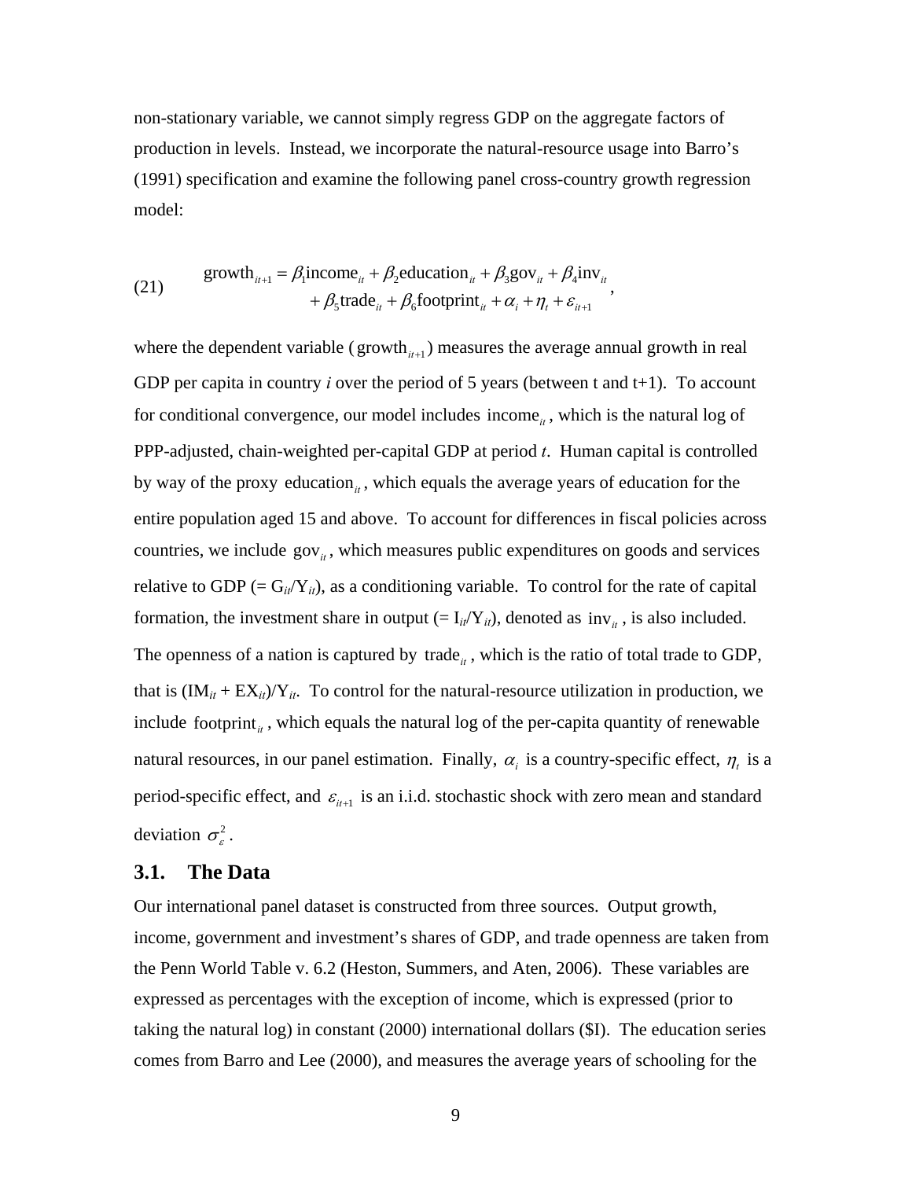non-stationary variable, we cannot simply regress GDP on the aggregate factors of production in levels. Instead, we incorporate the natural-resource usage into Barro's (1991) specification and examine the following panel cross-country growth regression model:

$$\text{(21)} \qquad \begin{aligned} \text{growth}_{it+1} = \beta_1 \text{income}_{it} + \beta_2 \text{education}_{it} + \beta_3 \text{gov}_{it} + \beta_4 \text{inv}_{it} \\ + \beta_5 \text{trade}_{it} + \beta_6 \text{footprint}_{it} + \alpha_i + \eta_t + \varepsilon_{it+1} \end{aligned},$$

where the dependent variable ($\text{growth}_{it+1}$) measures the average annual growth in real GDP per capita in country *i* over the period of 5 years (between t and t+1). To account for conditional convergence, our model includes $\text{income}_{it}$, which is the natural log of PPP-adjusted, chain-weighted per-capital GDP at period *t*. Human capital is controlled by way of the proxy $\text{education}_{it}$, which equals the average years of education for the entire population aged 15 and above. To account for differences in fiscal policies across countries, we include $\text{gov}_{it}$, which measures public expenditures on goods and services relative to GDP (= $G_{it}/Y_{it}$), as a conditioning variable. To control for the rate of capital formation, the investment share in output (= $I_{it}/Y_{it}$), denoted as $\text{inv}_{it}$, is also included. The openness of a nation is captured by $\text{trade}_{it}$, which is the ratio of total trade to GDP, that is $(IM_{it} + EX_{it})/Y_{it}$. To control for the natural-resource utilization in production, we include $\text{footprint}_{it}$, which equals the natural log of the per-capita quantity of renewable natural resources, in our panel estimation. Finally, $\alpha_i$ is a country-specific effect, $\eta_t$ is a period-specific effect, and $\varepsilon_{it+1}$ is an i.i.d. stochastic shock with zero mean and standard deviation $\sigma_{\varepsilon}^2$.

### 3.1. The Data

Our international panel dataset is constructed from three sources. Output growth, income, government and investment's shares of GDP, and trade openness are taken from the Penn World Table v. 6.2 (Heston, Summers, and Aten, 2006). These variables are expressed as percentages with the exception of income, which is expressed (prior to taking the natural log) in constant (2000) international dollars ($I). The education series comes from Barro and Lee (2000), and measures the average years of schooling for the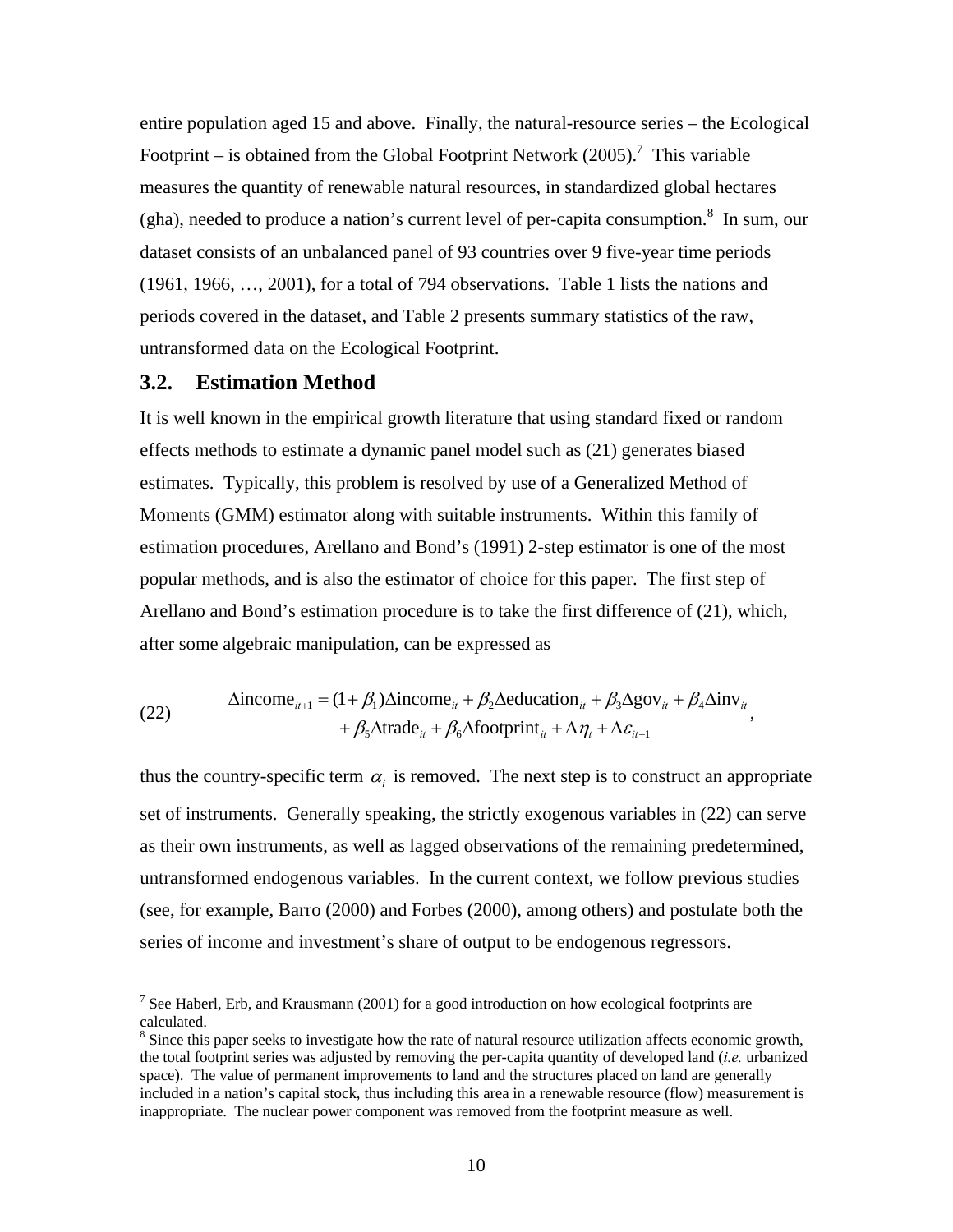entire population aged 15 and above. Finally, the natural-resource series – the Ecological Footprint – is obtained from the Global Footprint Network (2005).[7] This variable measures the quantity of renewable natural resources, in standardized global hectares (gha), needed to produce a nation's current level of per-capita consumption.[8] In sum, our dataset consists of an unbalanced panel of 93 countries over 9 five-year time periods (1961, 1966, …, 2001), for a total of 794 observations. Table 1 lists the nations and periods covered in the dataset, and Table 2 presents summary statistics of the raw, untransformed data on the Ecological Footprint.

### 3.2. Estimation Method

It is well known in the empirical growth literature that using standard fixed or random effects methods to estimate a dynamic panel model such as (21) generates biased estimates. Typically, this problem is resolved by use of a Generalized Method of Moments (GMM) estimator along with suitable instruments. Within this family of estimation procedures, Arellano and Bond's (1991) 2-step estimator is one of the most popular methods, and is also the estimator of choice for this paper. The first step of Arellano and Bond's estimation procedure is to take the first difference of (21), which, after some algebraic manipulation, can be expressed as

$$
\begin{aligned}
\text{(22)} \qquad \Delta\text{income}_{it+1} = (1+\beta_1)\Delta\text{income}_{it} + \beta_2\Delta\text{education}_{it} + \beta_3\Delta\text{gov}_{it} + \beta_4\Delta\text{inv}_{it} \\
+ \beta_5\Delta\text{trade}_{it} + \beta_6\Delta\text{footprint}_{it} + \Delta\eta_t + \Delta\varepsilon_{it+1}
\end{aligned},
$$

thus the country-specific term $\alpha_i$ is removed. The next step is to construct an appropriate set of instruments. Generally speaking, the strictly exogenous variables in (22) can serve as their own instruments, as well as lagged observations of the remaining predetermined, untransformed endogenous variables. In the current context, we follow previous studies (see, for example, Barro (2000) and Forbes (2000), among others) and postulate both the series of income and investment's share of output to be endogenous regressors.

---

[7] See Haberl, Erb, and Krausmann (2001) for a good introduction on how ecological footprints are calculated.

[8] Since this paper seeks to investigate how the rate of natural resource utilization affects economic growth, the total footprint series was adjusted by removing the per-capita quantity of developed land (*i.e.* urbanized space). The value of permanent improvements to land and the structures placed on land are generally included in a nation's capital stock, thus including this area in a renewable resource (flow) measurement is inappropriate. The nuclear power component was removed from the footprint measure as well.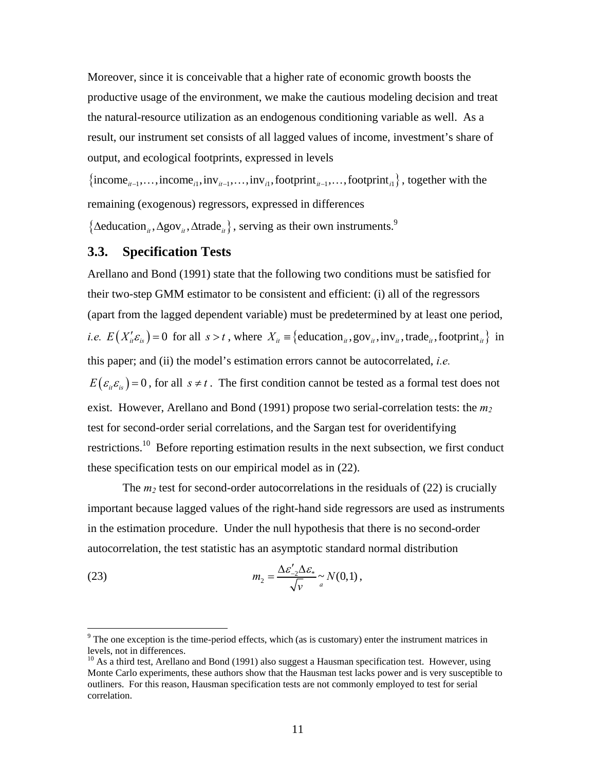Moreover, since it is conceivable that a higher rate of economic growth boosts the productive usage of the environment, we make the cautious modeling decision and treat the natural-resource utilization as an endogenous conditioning variable as well. As a result, our instrument set consists of all lagged values of income, investment's share of output, and ecological footprints, expressed in levels $\{\text{income}_{it-1},\ldots,\text{income}_{i1},\text{inv}_{it-1},\ldots,\text{inv}_{i1},\text{footprint}_{it-1},\ldots,\text{footprint}_{i1}\}$, together with the remaining (exogenous) regressors, expressed in differences $\{\Delta\text{education}_{it},\Delta\text{gov}_{it},\Delta\text{trade}_{it}\}$, serving as their own instruments.[9]

### 3.3. Specification Tests

Arellano and Bond (1991) state that the following two conditions must be satisfied for their two-step GMM estimator to be consistent and efficient: (i) all of the regressors (apart from the lagged dependent variable) must be predetermined by at least one period, *i.e.* $E\left(X_{it}'\varepsilon_{is}\right)=0$ for all $s>t$, where $X_{it}\equiv\{\text{education}_{it},\text{gov}_{it},\text{inv}_{it},\text{trade}_{it},\text{footprint}_{it}\}$ in this paper; and (ii) the model's estimation errors cannot be autocorrelated, *i.e.* $E\left(\varepsilon_{it}\varepsilon_{is}\right)=0$, for all $s\neq t$. The first condition cannot be tested as a formal test does not exist. However, Arellano and Bond (1991) propose two serial-correlation tests: the $m_2$ test for second-order serial correlations, and the Sargan test for overidentifying restrictions.[10] Before reporting estimation results in the next subsection, we first conduct these specification tests on our empirical model as in (22).

The $m_2$ test for second-order autocorrelations in the residuals of (22) is crucially important because lagged values of the right-hand side regressors are used as instruments in the estimation procedure. Under the null hypothesis that there is no second-order autocorrelation, the test statistic has an asymptotic standard normal distribution

$$m_2=\frac{\Delta\varepsilon_{-2}'\Delta\varepsilon_{*}}{\sqrt{v}}\underset{a}{\sim}N(0,1), \tag{23}$$

---

[9] The one exception is the time-period effects, which (as is customary) enter the instrument matrices in levels, not in differences.

[10] As a third test, Arellano and Bond (1991) also suggest a Hausman specification test. However, using Monte Carlo experiments, these authors show that the Hausman test lacks power and is very susceptible to outliners. For this reason, Hausman specification tests are not commonly employed to test for serial correlation.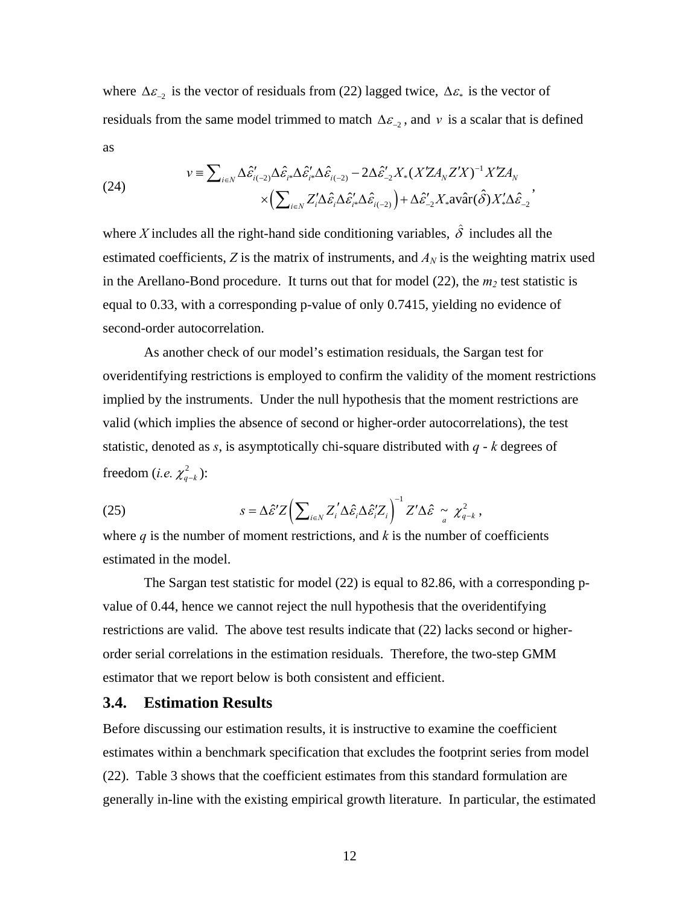where $\Delta\varepsilon_{-2}$ is the vector of residuals from (22) lagged twice, $\Delta\varepsilon_{*}$ is the vector of residuals from the same model trimmed to match $\Delta\varepsilon_{-2}$, and $v$ is a scalar that is defined as

$$
v \equiv \sum_{i\in N} \Delta\hat{\varepsilon}'_{i(-2)}\Delta\hat{\varepsilon}_{i*}\Delta\hat{\varepsilon}'_{i*}\Delta\hat{\varepsilon}_{i(-2)} - 2\Delta\hat{\varepsilon}'_{-2}X_{*}(X'ZA_N Z'X)^{-1}X'ZA_N \times\left(\sum_{i\in N} Z'_i\Delta\hat{\varepsilon}_i\Delta\hat{\varepsilon}'_{i*}\Delta\hat{\varepsilon}_{i(-2)}\right) + \Delta\hat{\varepsilon}'_{-2}X_{*}\text{av}\hat{\text{a}}\text{r}(\hat{\delta})X'_{*}\Delta\hat{\varepsilon}_{-2}, \tag{24}
$$

where $X$ includes all the right-hand side conditioning variables, $\hat{\delta}$ includes all the estimated coefficients, $Z$ is the matrix of instruments, and $A_N$ is the weighting matrix used in the Arellano-Bond procedure. It turns out that for model (22), the $m_2$ test statistic is equal to 0.33, with a corresponding p-value of only 0.7415, yielding no evidence of second-order autocorrelation.

As another check of our model's estimation residuals, the Sargan test for overidentifying restrictions is employed to confirm the validity of the moment restrictions implied by the instruments. Under the null hypothesis that the moment restrictions are valid (which implies the absence of second or higher-order autocorrelations), the test statistic, denoted as $s$, is asymptotically chi-square distributed with $q$ - $k$ degrees of freedom (*i.e.* $\chi^2_{q-k}$):

$$
s = \Delta\hat{\varepsilon}'Z\left(\sum_{i\in N} Z_i'\Delta\hat{\varepsilon}_i\Delta\hat{\varepsilon}'_i Z_i\right)^{-1} Z'\Delta\hat{\varepsilon} \underset{a}{\sim} \chi^2_{q-k}, \tag{25}
$$

where $q$ is the number of moment restrictions, and $k$ is the number of coefficients estimated in the model.

The Sargan test statistic for model (22) is equal to 82.86, with a corresponding p-value of 0.44, hence we cannot reject the null hypothesis that the overidentifying restrictions are valid. The above test results indicate that (22) lacks second or higher-order serial correlations in the estimation residuals. Therefore, the two-step GMM estimator that we report below is both consistent and efficient.

### 3.4. Estimation Results

Before discussing our estimation results, it is instructive to examine the coefficient estimates within a benchmark specification that excludes the footprint series from model (22). Table 3 shows that the coefficient estimates from this standard formulation are generally in-line with the existing empirical growth literature. In particular, the estimated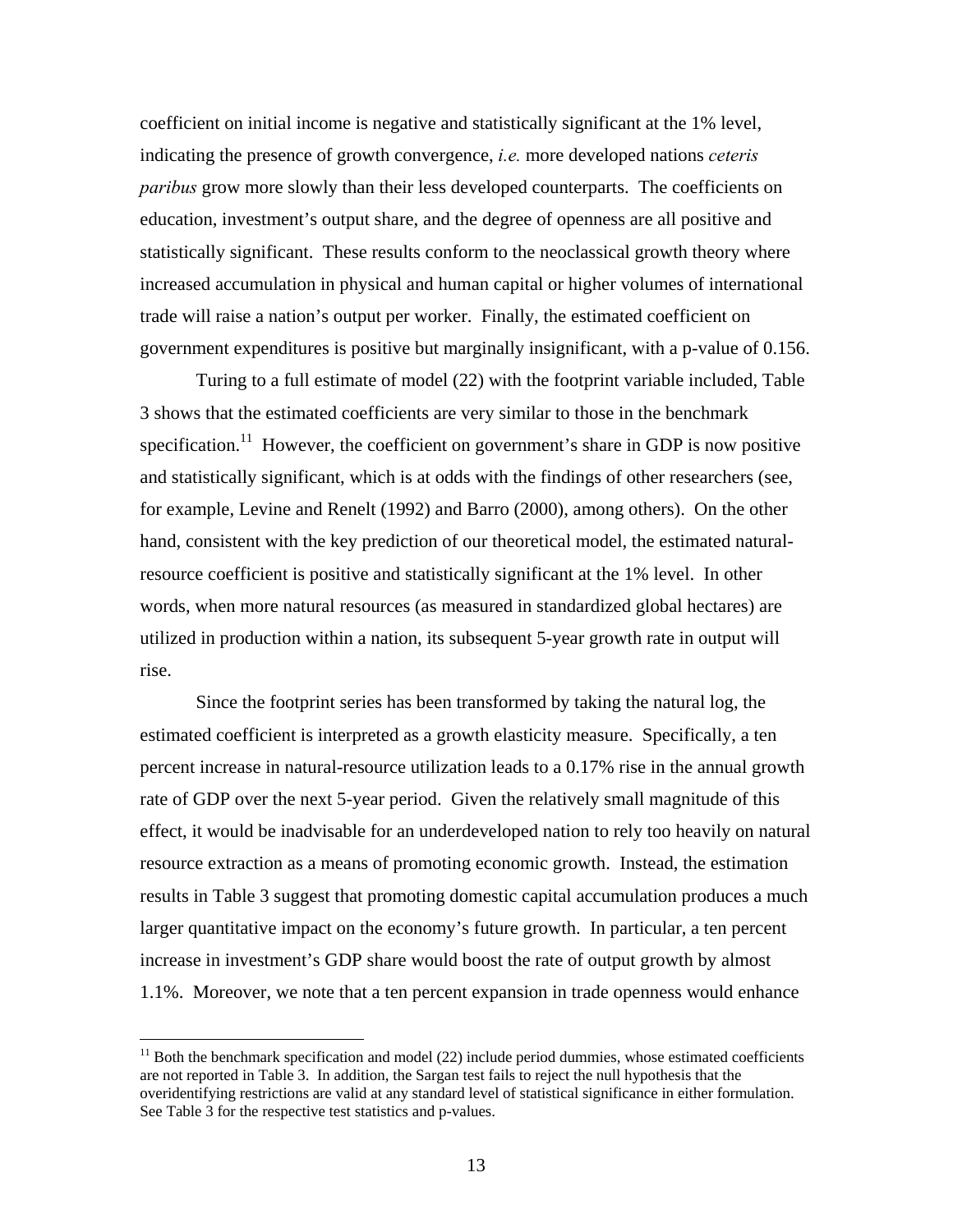coefficient on initial income is negative and statistically significant at the 1% level, indicating the presence of growth convergence, *i.e.* more developed nations *ceteris paribus* grow more slowly than their less developed counterparts. The coefficients on education, investment's output share, and the degree of openness are all positive and statistically significant. These results conform to the neoclassical growth theory where increased accumulation in physical and human capital or higher volumes of international trade will raise a nation's output per worker. Finally, the estimated coefficient on government expenditures is positive but marginally insignificant, with a p-value of 0.156.

Turing to a full estimate of model (22) with the footprint variable included, Table 3 shows that the estimated coefficients are very similar to those in the benchmark specification.[11] However, the coefficient on government's share in GDP is now positive and statistically significant, which is at odds with the findings of other researchers (see, for example, Levine and Renelt (1992) and Barro (2000), among others). On the other hand, consistent with the key prediction of our theoretical model, the estimated natural-resource coefficient is positive and statistically significant at the 1% level. In other words, when more natural resources (as measured in standardized global hectares) are utilized in production within a nation, its subsequent 5-year growth rate in output will rise.

Since the footprint series has been transformed by taking the natural log, the estimated coefficient is interpreted as a growth elasticity measure. Specifically, a ten percent increase in natural-resource utilization leads to a 0.17% rise in the annual growth rate of GDP over the next 5-year period. Given the relatively small magnitude of this effect, it would be inadvisable for an underdeveloped nation to rely too heavily on natural resource extraction as a means of promoting economic growth. Instead, the estimation results in Table 3 suggest that promoting domestic capital accumulation produces a much larger quantitative impact on the economy's future growth. In particular, a ten percent increase in investment's GDP share would boost the rate of output growth by almost 1.1%. Moreover, we note that a ten percent expansion in trade openness would enhance

[11] Both the benchmark specification and model (22) include period dummies, whose estimated coefficients are not reported in Table 3. In addition, the Sargan test fails to reject the null hypothesis that the overidentifying restrictions are valid at any standard level of statistical significance in either formulation. See Table 3 for the respective test statistics and p-values.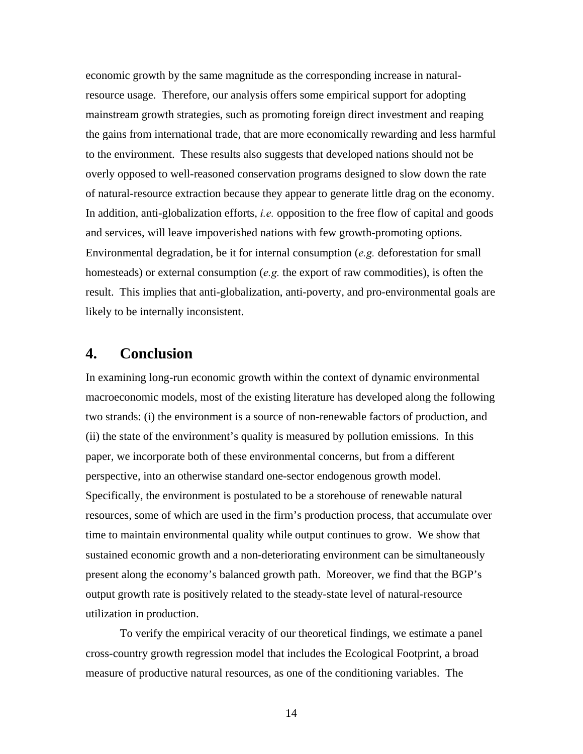economic growth by the same magnitude as the corresponding increase in natural-resource usage. Therefore, our analysis offers some empirical support for adopting mainstream growth strategies, such as promoting foreign direct investment and reaping the gains from international trade, that are more economically rewarding and less harmful to the environment. These results also suggests that developed nations should not be overly opposed to well-reasoned conservation programs designed to slow down the rate of natural-resource extraction because they appear to generate little drag on the economy. In addition, anti-globalization efforts, *i.e.* opposition to the free flow of capital and goods and services, will leave impoverished nations with few growth-promoting options. Environmental degradation, be it for internal consumption (*e.g.* deforestation for small homesteads) or external consumption (*e.g.* the export of raw commodities), is often the result. This implies that anti-globalization, anti-poverty, and pro-environmental goals are likely to be internally inconsistent.

## 4. Conclusion

In examining long-run economic growth within the context of dynamic environmental macroeconomic models, most of the existing literature has developed along the following two strands: (i) the environment is a source of non-renewable factors of production, and (ii) the state of the environment's quality is measured by pollution emissions. In this paper, we incorporate both of these environmental concerns, but from a different perspective, into an otherwise standard one-sector endogenous growth model. Specifically, the environment is postulated to be a storehouse of renewable natural resources, some of which are used in the firm's production process, that accumulate over time to maintain environmental quality while output continues to grow. We show that sustained economic growth and a non-deteriorating environment can be simultaneously present along the economy's balanced growth path. Moreover, we find that the BGP's output growth rate is positively related to the steady-state level of natural-resource utilization in production.

To verify the empirical veracity of our theoretical findings, we estimate a panel cross-country growth regression model that includes the Ecological Footprint, a broad measure of productive natural resources, as one of the conditioning variables. The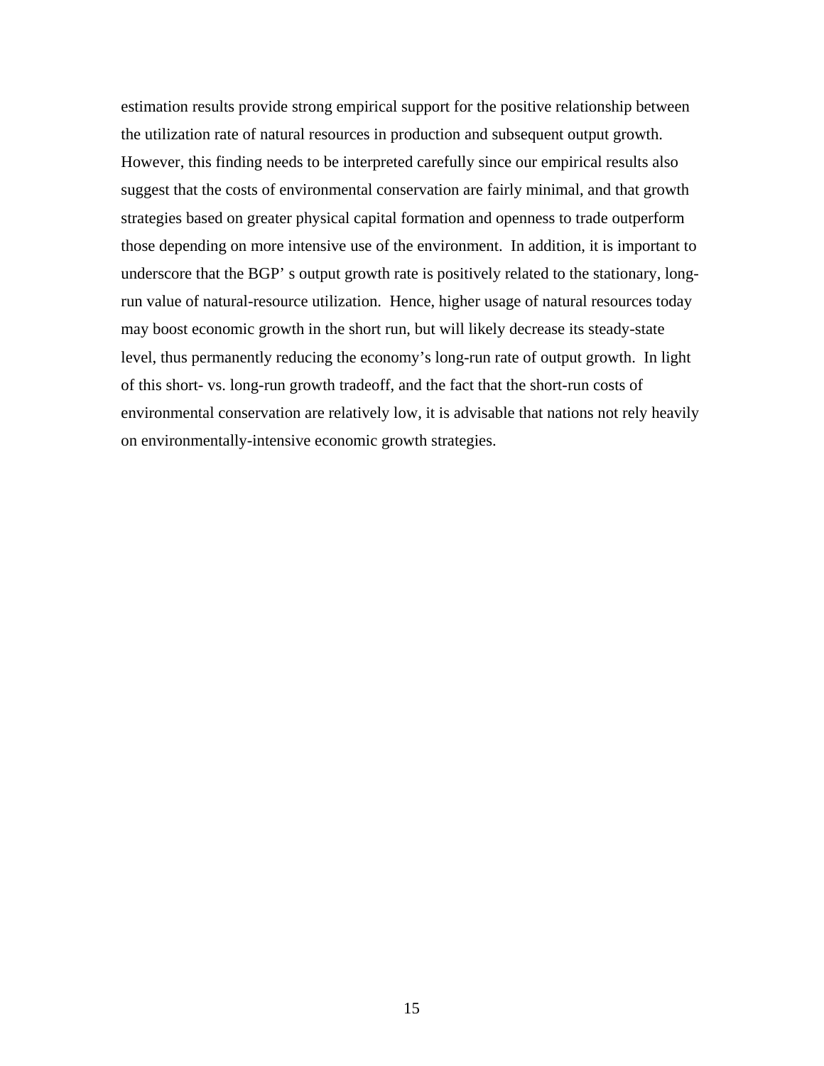estimation results provide strong empirical support for the positive relationship between the utilization rate of natural resources in production and subsequent output growth. However, this finding needs to be interpreted carefully since our empirical results also suggest that the costs of environmental conservation are fairly minimal, and that growth strategies based on greater physical capital formation and openness to trade outperform those depending on more intensive use of the environment. In addition, it is important to underscore that the BGP' s output growth rate is positively related to the stationary, long-run value of natural-resource utilization. Hence, higher usage of natural resources today may boost economic growth in the short run, but will likely decrease its steady-state level, thus permanently reducing the economy's long-run rate of output growth. In light of this short- vs. long-run growth tradeoff, and the fact that the short-run costs of environmental conservation are relatively low, it is advisable that nations not rely heavily on environmentally-intensive economic growth strategies.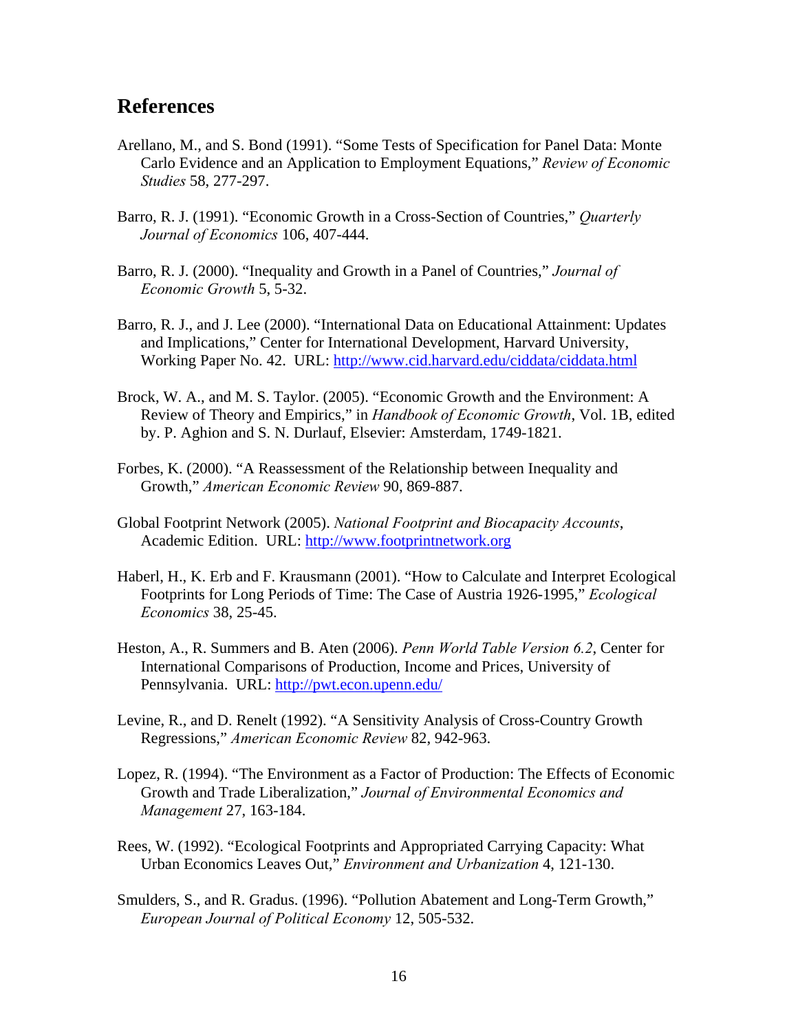## References

Arellano, M., and S. Bond (1991). "Some Tests of Specification for Panel Data: Monte Carlo Evidence and an Application to Employment Equations," *Review of Economic Studies* 58, 277-297.

Barro, R. J. (1991). "Economic Growth in a Cross-Section of Countries," *Quarterly Journal of Economics* 106, 407-444.

Barro, R. J. (2000). "Inequality and Growth in a Panel of Countries," *Journal of Economic Growth* 5, 5-32.

Barro, R. J., and J. Lee (2000). "International Data on Educational Attainment: Updates and Implications," Center for International Development, Harvard University, Working Paper No. 42. URL: http://www.cid.harvard.edu/ciddata/ciddata.html

Brock, W. A., and M. S. Taylor. (2005). "Economic Growth and the Environment: A Review of Theory and Empirics," in *Handbook of Economic Growth*, Vol. 1B, edited by. P. Aghion and S. N. Durlauf, Elsevier: Amsterdam, 1749-1821.

Forbes, K. (2000). "A Reassessment of the Relationship between Inequality and Growth," *American Economic Review* 90, 869-887.

Global Footprint Network (2005). *National Footprint and Biocapacity Accounts*, Academic Edition. URL: http://www.footprintnetwork.org

Haberl, H., K. Erb and F. Krausmann (2001). "How to Calculate and Interpret Ecological Footprints for Long Periods of Time: The Case of Austria 1926-1995," *Ecological Economics* 38, 25-45.

Heston, A., R. Summers and B. Aten (2006). *Penn World Table Version 6.2*, Center for International Comparisons of Production, Income and Prices, University of Pennsylvania. URL: http://pwt.econ.upenn.edu/

Levine, R., and D. Renelt (1992). "A Sensitivity Analysis of Cross-Country Growth Regressions," *American Economic Review* 82, 942-963.

Lopez, R. (1994). "The Environment as a Factor of Production: The Effects of Economic Growth and Trade Liberalization," *Journal of Environmental Economics and Management* 27, 163-184.

Rees, W. (1992). "Ecological Footprints and Appropriated Carrying Capacity: What Urban Economics Leaves Out," *Environment and Urbanization* 4, 121-130.

Smulders, S., and R. Gradus. (1996). "Pollution Abatement and Long-Term Growth," *European Journal of Political Economy* 12, 505-532.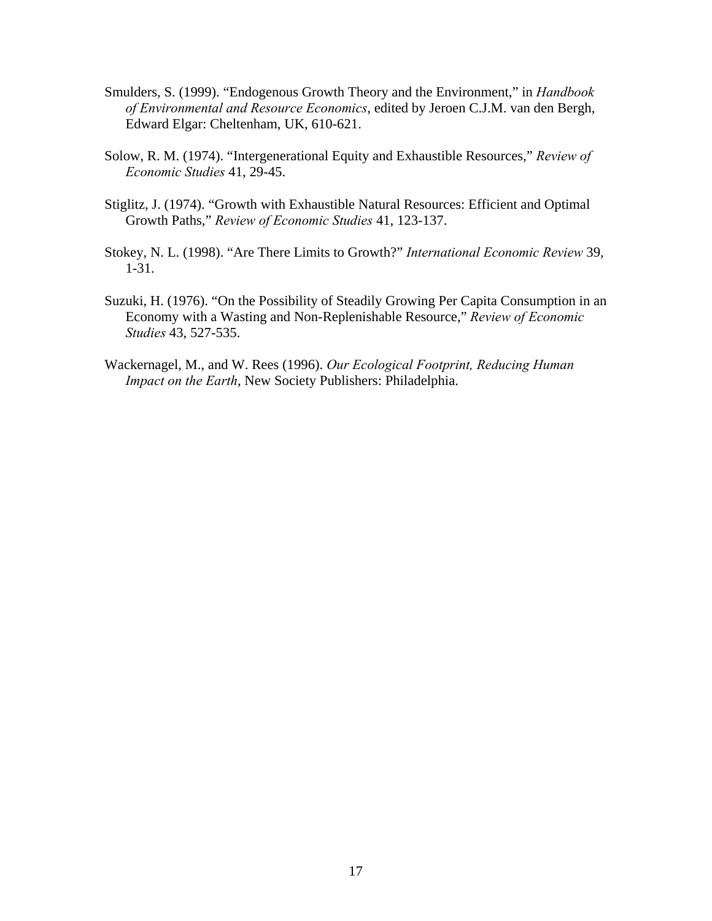Smulders, S. (1999). "Endogenous Growth Theory and the Environment," in *Handbook of Environmental and Resource Economics*, edited by Jeroen C.J.M. van den Bergh, Edward Elgar: Cheltenham, UK, 610-621.

Solow, R. M. (1974). "Intergenerational Equity and Exhaustible Resources," *Review of Economic Studies* 41, 29-45.

Stiglitz, J. (1974). "Growth with Exhaustible Natural Resources: Efficient and Optimal Growth Paths," *Review of Economic Studies* 41, 123-137.

Stokey, N. L. (1998). "Are There Limits to Growth?" *International Economic Review* 39, 1-31.

Suzuki, H. (1976). "On the Possibility of Steadily Growing Per Capita Consumption in an Economy with a Wasting and Non-Replenishable Resource," *Review of Economic Studies* 43, 527-535.

Wackernagel, M., and W. Rees (1996). *Our Ecological Footprint, Reducing Human Impact on the Earth*, New Society Publishers: Philadelphia.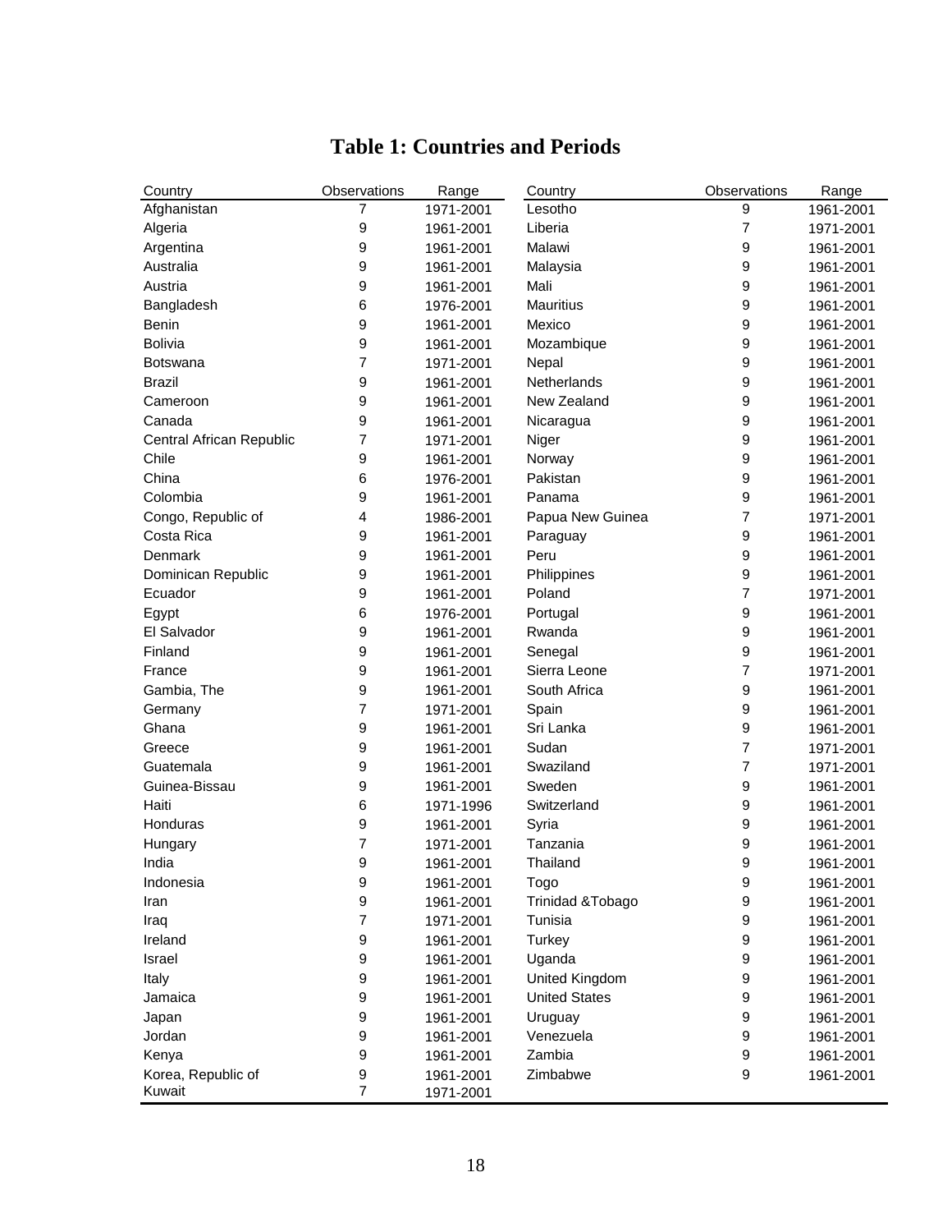# Table 1: Countries and Periods

| Country | Observations | Range | Country | Observations | Range |
|---|---|---|---|---|---|
| Afghanistan | 7 | 1971-2001 | Lesotho | 9 | 1961-2001 |
| Algeria | 9 | 1961-2001 | Liberia | 7 | 1971-2001 |
| Argentina | 9 | 1961-2001 | Malawi | 9 | 1961-2001 |
| Australia | 9 | 1961-2001 | Malaysia | 9 | 1961-2001 |
| Austria | 9 | 1961-2001 | Mali | 9 | 1961-2001 |
| Bangladesh | 6 | 1976-2001 | Mauritius | 9 | 1961-2001 |
| Benin | 9 | 1961-2001 | Mexico | 9 | 1961-2001 |
| Bolivia | 9 | 1961-2001 | Mozambique | 9 | 1961-2001 |
| Botswana | 7 | 1971-2001 | Nepal | 9 | 1961-2001 |
| Brazil | 9 | 1961-2001 | Netherlands | 9 | 1961-2001 |
| Cameroon | 9 | 1961-2001 | New Zealand | 9 | 1961-2001 |
| Canada | 9 | 1961-2001 | Nicaragua | 9 | 1961-2001 |
| Central African Republic | 7 | 1971-2001 | Niger | 9 | 1961-2001 |
| Chile | 9 | 1961-2001 | Norway | 9 | 1961-2001 |
| China | 6 | 1976-2001 | Pakistan | 9 | 1961-2001 |
| Colombia | 9 | 1961-2001 | Panama | 9 | 1961-2001 |
| Congo, Republic of | 4 | 1986-2001 | Papua New Guinea | 7 | 1971-2001 |
| Costa Rica | 9 | 1961-2001 | Paraguay | 9 | 1961-2001 |
| Denmark | 9 | 1961-2001 | Peru | 9 | 1961-2001 |
| Dominican Republic | 9 | 1961-2001 | Philippines | 9 | 1961-2001 |
| Ecuador | 9 | 1961-2001 | Poland | 7 | 1971-2001 |
| Egypt | 6 | 1976-2001 | Portugal | 9 | 1961-2001 |
| El Salvador | 9 | 1961-2001 | Rwanda | 9 | 1961-2001 |
| Finland | 9 | 1961-2001 | Senegal | 9 | 1961-2001 |
| France | 9 | 1961-2001 | Sierra Leone | 7 | 1971-2001 |
| Gambia, The | 9 | 1961-2001 | South Africa | 9 | 1961-2001 |
| Germany | 7 | 1971-2001 | Spain | 9 | 1961-2001 |
| Ghana | 9 | 1961-2001 | Sri Lanka | 9 | 1961-2001 |
| Greece | 9 | 1961-2001 | Sudan | 7 | 1971-2001 |
| Guatemala | 9 | 1961-2001 | Swaziland | 7 | 1971-2001 |
| Guinea-Bissau | 9 | 1961-2001 | Sweden | 9 | 1961-2001 |
| Haiti | 6 | 1971-1996 | Switzerland | 9 | 1961-2001 |
| Honduras | 9 | 1961-2001 | Syria | 9 | 1961-2001 |
| Hungary | 7 | 1971-2001 | Tanzania | 9 | 1961-2001 |
| India | 9 | 1961-2001 | Thailand | 9 | 1961-2001 |
| Indonesia | 9 | 1961-2001 | Togo | 9 | 1961-2001 |
| Iran | 9 | 1961-2001 | Trinidad &Tobago | 9 | 1961-2001 |
| Iraq | 7 | 1971-2001 | Tunisia | 9 | 1961-2001 |
| Ireland | 9 | 1961-2001 | Turkey | 9 | 1961-2001 |
| Israel | 9 | 1961-2001 | Uganda | 9 | 1961-2001 |
| Italy | 9 | 1961-2001 | United Kingdom | 9 | 1961-2001 |
| Jamaica | 9 | 1961-2001 | United States | 9 | 1961-2001 |
| Japan | 9 | 1961-2001 | Uruguay | 9 | 1961-2001 |
| Jordan | 9 | 1961-2001 | Venezuela | 9 | 1961-2001 |
| Kenya | 9 | 1961-2001 | Zambia | 9 | 1961-2001 |
| Korea, Republic of | 9 | 1961-2001 | Zimbabwe | 9 | 1961-2001 |
| Kuwait | 7 | 1971-2001 | | | |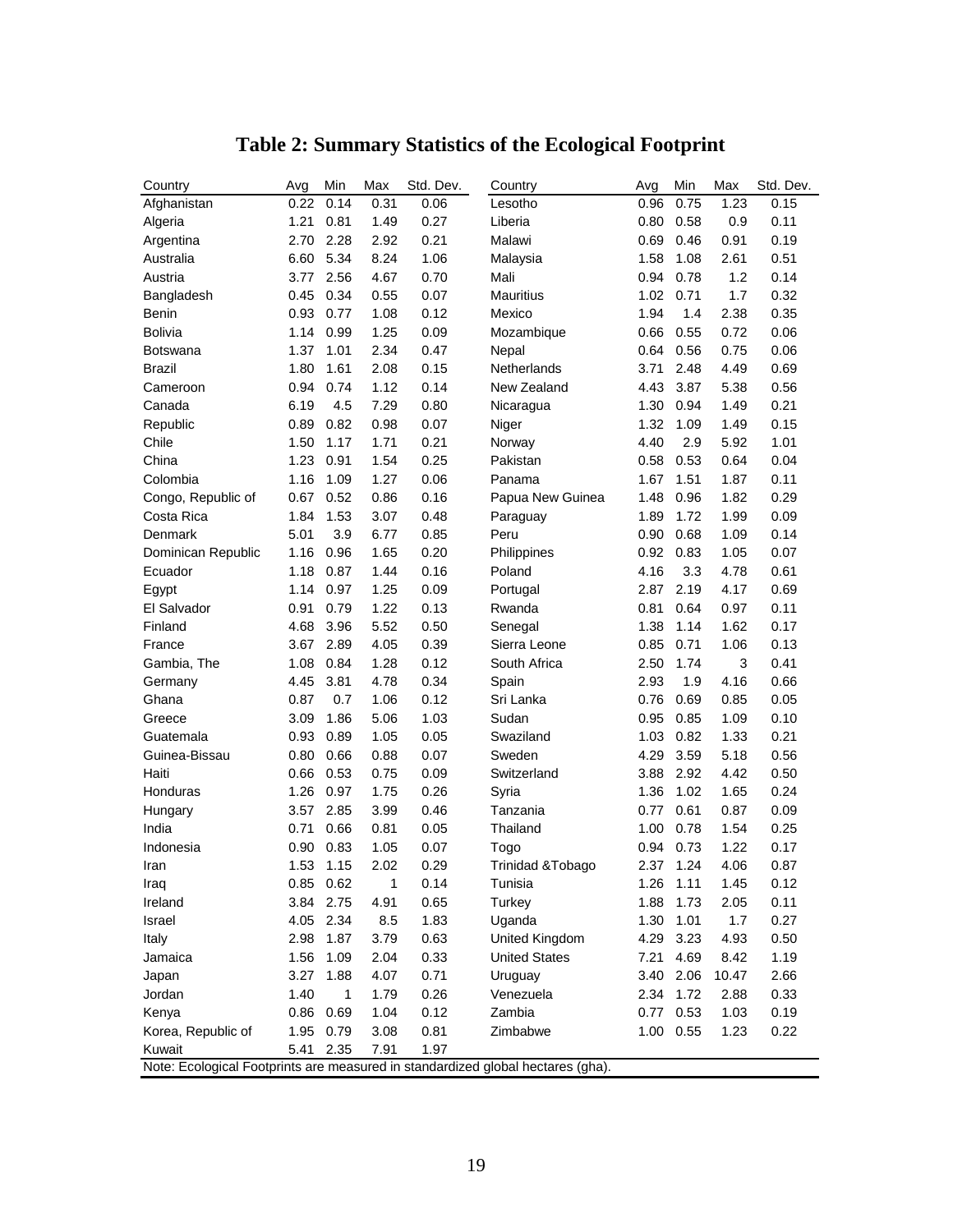# Table 2: Summary Statistics of the Ecological Footprint

| Country | Avg | Min | Max | Std. Dev. | Country | Avg | Min | Max | Std. Dev. |
|---|---|---|---|---|---|---|---|---|---|
| Afghanistan | 0.22 | 0.14 | 0.31 | 0.06 | Lesotho | 0.96 | 0.75 | 1.23 | 0.15 |
| Algeria | 1.21 | 0.81 | 1.49 | 0.27 | Liberia | 0.80 | 0.58 | 0.9 | 0.11 |
| Argentina | 2.70 | 2.28 | 2.92 | 0.21 | Malawi | 0.69 | 0.46 | 0.91 | 0.19 |
| Australia | 6.60 | 5.34 | 8.24 | 1.06 | Malaysia | 1.58 | 1.08 | 2.61 | 0.51 |
| Austria | 3.77 | 2.56 | 4.67 | 0.70 | Mali | 0.94 | 0.78 | 1.2 | 0.14 |
| Bangladesh | 0.45 | 0.34 | 0.55 | 0.07 | Mauritius | 1.02 | 0.71 | 1.7 | 0.32 |
| Benin | 0.93 | 0.77 | 1.08 | 0.12 | Mexico | 1.94 | 1.4 | 2.38 | 0.35 |
| Bolivia | 1.14 | 0.99 | 1.25 | 0.09 | Mozambique | 0.66 | 0.55 | 0.72 | 0.06 |
| Botswana | 1.37 | 1.01 | 2.34 | 0.47 | Nepal | 0.64 | 0.56 | 0.75 | 0.06 |
| Brazil | 1.80 | 1.61 | 2.08 | 0.15 | Netherlands | 3.71 | 2.48 | 4.49 | 0.69 |
| Cameroon | 0.94 | 0.74 | 1.12 | 0.14 | New Zealand | 4.43 | 3.87 | 5.38 | 0.56 |
| Canada | 6.19 | 4.5 | 7.29 | 0.80 | Nicaragua | 1.30 | 0.94 | 1.49 | 0.21 |
| Republic | 0.89 | 0.82 | 0.98 | 0.07 | Niger | 1.32 | 1.09 | 1.49 | 0.15 |
| Chile | 1.50 | 1.17 | 1.71 | 0.21 | Norway | 4.40 | 2.9 | 5.92 | 1.01 |
| China | 1.23 | 0.91 | 1.54 | 0.25 | Pakistan | 0.58 | 0.53 | 0.64 | 0.04 |
| Colombia | 1.16 | 1.09 | 1.27 | 0.06 | Panama | 1.67 | 1.51 | 1.87 | 0.11 |
| Congo, Republic of | 0.67 | 0.52 | 0.86 | 0.16 | Papua New Guinea | 1.48 | 0.96 | 1.82 | 0.29 |
| Costa Rica | 1.84 | 1.53 | 3.07 | 0.48 | Paraguay | 1.89 | 1.72 | 1.99 | 0.09 |
| Denmark | 5.01 | 3.9 | 6.77 | 0.85 | Peru | 0.90 | 0.68 | 1.09 | 0.14 |
| Dominican Republic | 1.16 | 0.96 | 1.65 | 0.20 | Philippines | 0.92 | 0.83 | 1.05 | 0.07 |
| Ecuador | 1.18 | 0.87 | 1.44 | 0.16 | Poland | 4.16 | 3.3 | 4.78 | 0.61 |
| Egypt | 1.14 | 0.97 | 1.25 | 0.09 | Portugal | 2.87 | 2.19 | 4.17 | 0.69 |
| El Salvador | 0.91 | 0.79 | 1.22 | 0.13 | Rwanda | 0.81 | 0.64 | 0.97 | 0.11 |
| Finland | 4.68 | 3.96 | 5.52 | 0.50 | Senegal | 1.38 | 1.14 | 1.62 | 0.17 |
| France | 3.67 | 2.89 | 4.05 | 0.39 | Sierra Leone | 0.85 | 0.71 | 1.06 | 0.13 |
| Gambia, The | 1.08 | 0.84 | 1.28 | 0.12 | South Africa | 2.50 | 1.74 | 3 | 0.41 |
| Germany | 4.45 | 3.81 | 4.78 | 0.34 | Spain | 2.93 | 1.9 | 4.16 | 0.66 |
| Ghana | 0.87 | 0.7 | 1.06 | 0.12 | Sri Lanka | 0.76 | 0.69 | 0.85 | 0.05 |
| Greece | 3.09 | 1.86 | 5.06 | 1.03 | Sudan | 0.95 | 0.85 | 1.09 | 0.10 |
| Guatemala | 0.93 | 0.89 | 1.05 | 0.05 | Swaziland | 1.03 | 0.82 | 1.33 | 0.21 |
| Guinea-Bissau | 0.80 | 0.66 | 0.88 | 0.07 | Sweden | 4.29 | 3.59 | 5.18 | 0.56 |
| Haiti | 0.66 | 0.53 | 0.75 | 0.09 | Switzerland | 3.88 | 2.92 | 4.42 | 0.50 |
| Honduras | 1.26 | 0.97 | 1.75 | 0.26 | Syria | 1.36 | 1.02 | 1.65 | 0.24 |
| Hungary | 3.57 | 2.85 | 3.99 | 0.46 | Tanzania | 0.77 | 0.61 | 0.87 | 0.09 |
| India | 0.71 | 0.66 | 0.81 | 0.05 | Thailand | 1.00 | 0.78 | 1.54 | 0.25 |
| Indonesia | 0.90 | 0.83 | 1.05 | 0.07 | Togo | 0.94 | 0.73 | 1.22 | 0.17 |
| Iran | 1.53 | 1.15 | 2.02 | 0.29 | Trinidad &Tobago | 2.37 | 1.24 | 4.06 | 0.87 |
| Iraq | 0.85 | 0.62 | 1 | 0.14 | Tunisia | 1.26 | 1.11 | 1.45 | 0.12 |
| Ireland | 3.84 | 2.75 | 4.91 | 0.65 | Turkey | 1.88 | 1.73 | 2.05 | 0.11 |
| Israel | 4.05 | 2.34 | 8.5 | 1.83 | Uganda | 1.30 | 1.01 | 1.7 | 0.27 |
| Italy | 2.98 | 1.87 | 3.79 | 0.63 | United Kingdom | 4.29 | 3.23 | 4.93 | 0.50 |
| Jamaica | 1.56 | 1.09 | 2.04 | 0.33 | United States | 7.21 | 4.69 | 8.42 | 1.19 |
| Japan | 3.27 | 1.88 | 4.07 | 0.71 | Uruguay | 3.40 | 2.06 | 10.47 | 2.66 |
| Jordan | 1.40 | 1 | 1.79 | 0.26 | Venezuela | 2.34 | 1.72 | 2.88 | 0.33 |
| Kenya | 0.86 | 0.69 | 1.04 | 0.12 | Zambia | 0.77 | 0.53 | 1.03 | 0.19 |
| Korea, Republic of | 1.95 | 0.79 | 3.08 | 0.81 | Zimbabwe | 1.00 | 0.55 | 1.23 | 0.22 |
| Kuwait | 5.41 | 2.35 | 7.91 | 1.97 | | | | | |

Note: Ecological Footprints are measured in standardized global hectares (gha).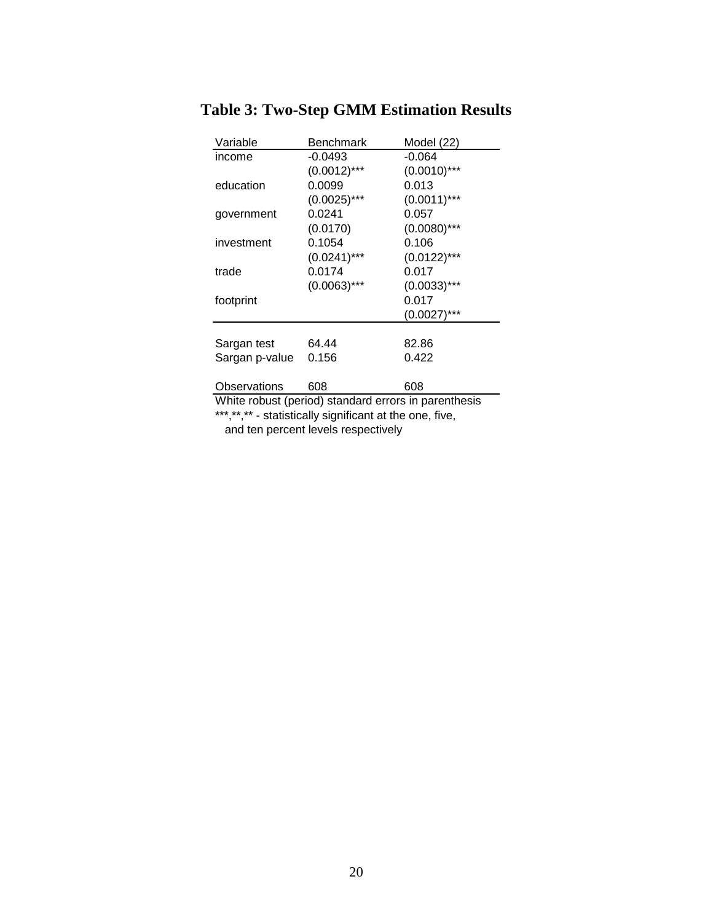# Table 3: Two-Step GMM Estimation Results

| Variable | Benchmark | Model (22) |
|---|---|---|
| income | -0.0493 | -0.064 |
| | (0.0012)*** | (0.0010)*** |
| education | 0.0099 | 0.013 |
| | (0.0025)*** | (0.0011)*** |
| government | 0.0241 | 0.057 |
| | (0.0170) | (0.0080)*** |
| investment | 0.1054 | 0.106 |
| | (0.0241)*** | (0.0122)*** |
| trade | 0.0174 | 0.017 |
| | (0.0063)*** | (0.0033)*** |
| footprint | | 0.017 |
| | | (0.0027)*** |
| Sargan test | 64.44 | 82.86 |
| Sargan p-value | 0.156 | 0.422 |
| Observations | 608 | 608 |

White robust (period) standard errors in parenthesis
***,**,** - statistically significant at the one, five, and ten percent levels respectively